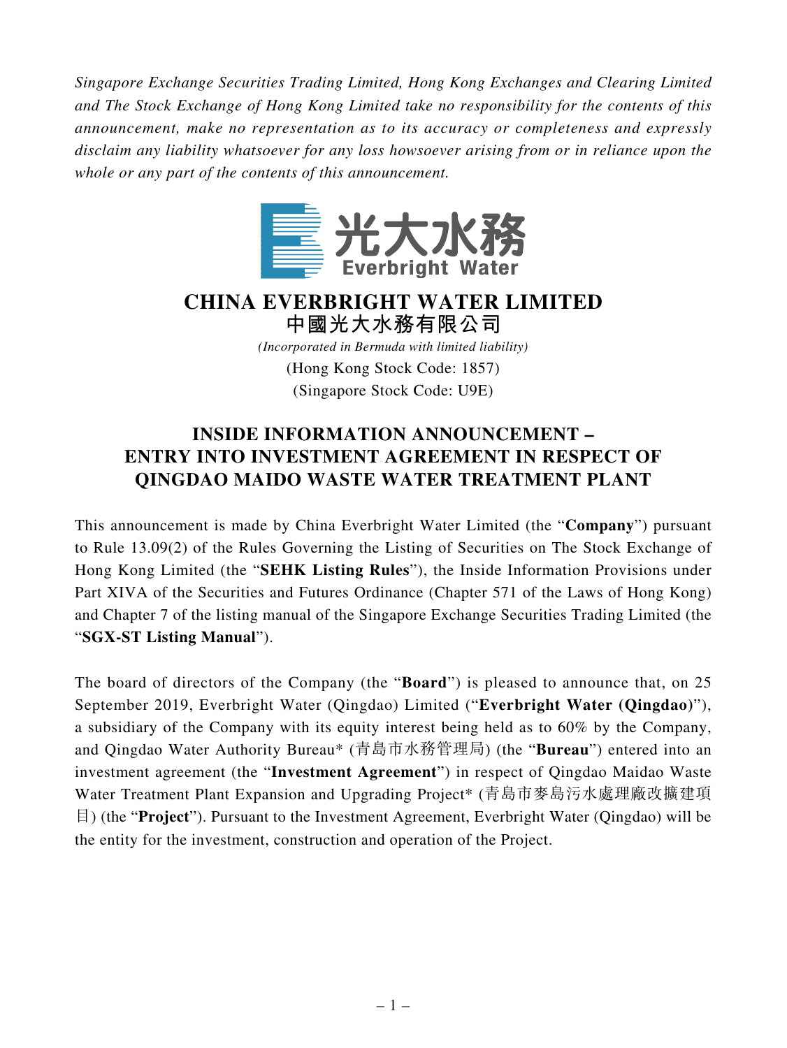*Singapore Exchange Securities Trading Limited, Hong Kong Exchanges and Clearing Limited and The Stock Exchange of Hong Kong Limited take no responsibility for the contents of this announcement, make no representation as to its accuracy or completeness and expressly disclaim any liability whatsoever for any loss howsoever arising from or in reliance upon the whole or any part of the contents of this announcement.*

光大水務
Everbright Water

# CHINA EVERBRIGHT WATER LIMITED
# 中國光大水務有限公司

*(Incorporated in Bermuda with limited liability)*
(Hong Kong Stock Code: 1857)
(Singapore Stock Code: U9E)

## INSIDE INFORMATION ANNOUNCEMENT – ENTRY INTO INVESTMENT AGREEMENT IN RESPECT OF QINGDAO MAIDO WASTE WATER TREATMENT PLANT

This announcement is made by China Everbright Water Limited (the "**Company**") pursuant to Rule 13.09(2) of the Rules Governing the Listing of Securities on The Stock Exchange of Hong Kong Limited (the "**SEHK Listing Rules**"), the Inside Information Provisions under Part XIVA of the Securities and Futures Ordinance (Chapter 571 of the Laws of Hong Kong) and Chapter 7 of the listing manual of the Singapore Exchange Securities Trading Limited (the "**SGX-ST Listing Manual**").

The board of directors of the Company (the "**Board**") is pleased to announce that, on 25 September 2019, Everbright Water (Qingdao) Limited ("**Everbright Water (Qingdao)**"), a subsidiary of the Company with its equity interest being held as to 60% by the Company, and Qingdao Water Authority Bureau* (青島市水務管理局) (the "**Bureau**") entered into an investment agreement (the "**Investment Agreement**") in respect of Qingdao Maidao Waste Water Treatment Plant Expansion and Upgrading Project* (青島市麥島污水處理廠改擴建項目) (the "**Project**"). Pursuant to the Investment Agreement, Everbright Water (Qingdao) will be the entity for the investment, construction and operation of the Project.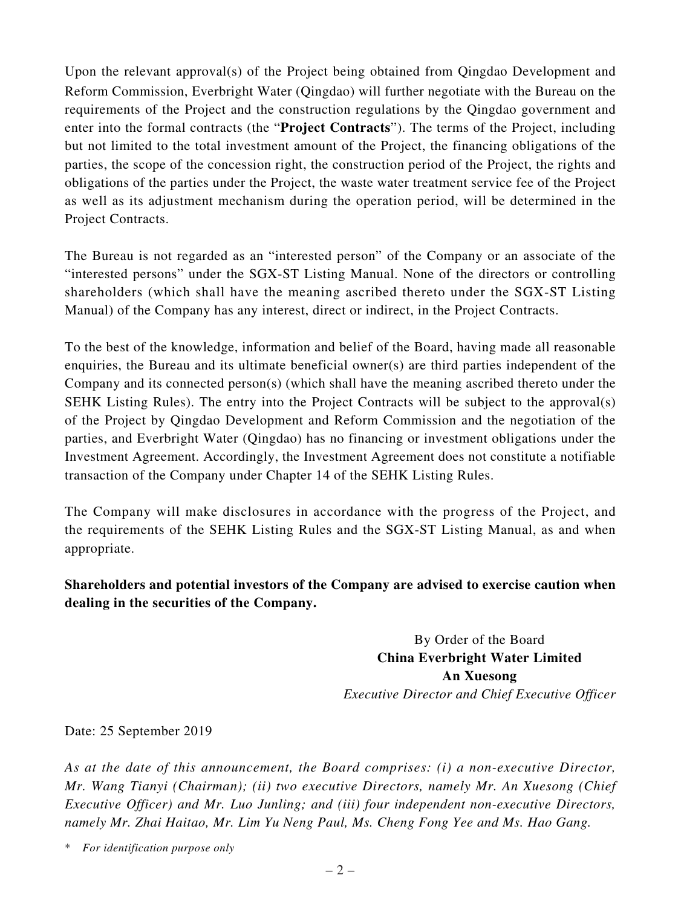Upon the relevant approval(s) of the Project being obtained from Qingdao Development and Reform Commission, Everbright Water (Qingdao) will further negotiate with the Bureau on the requirements of the Project and the construction regulations by the Qingdao government and enter into the formal contracts (the "**Project Contracts**"). The terms of the Project, including but not limited to the total investment amount of the Project, the financing obligations of the parties, the scope of the concession right, the construction period of the Project, the rights and obligations of the parties under the Project, the waste water treatment service fee of the Project as well as its adjustment mechanism during the operation period, will be determined in the Project Contracts.

The Bureau is not regarded as an "interested person" of the Company or an associate of the "interested persons" under the SGX-ST Listing Manual. None of the directors or controlling shareholders (which shall have the meaning ascribed thereto under the SGX-ST Listing Manual) of the Company has any interest, direct or indirect, in the Project Contracts.

To the best of the knowledge, information and belief of the Board, having made all reasonable enquiries, the Bureau and its ultimate beneficial owner(s) are third parties independent of the Company and its connected person(s) (which shall have the meaning ascribed thereto under the SEHK Listing Rules). The entry into the Project Contracts will be subject to the approval(s) of the Project by Qingdao Development and Reform Commission and the negotiation of the parties, and Everbright Water (Qingdao) has no financing or investment obligations under the Investment Agreement. Accordingly, the Investment Agreement does not constitute a notifiable transaction of the Company under Chapter 14 of the SEHK Listing Rules.

The Company will make disclosures in accordance with the progress of the Project, and the requirements of the SEHK Listing Rules and the SGX-ST Listing Manual, as and when appropriate.

**Shareholders and potential investors of the Company are advised to exercise caution when dealing in the securities of the Company.**

By Order of the Board
**China Everbright Water Limited**
**An Xuesong**
*Executive Director and Chief Executive Officer*

Date: 25 September 2019

*As at the date of this announcement, the Board comprises: (i) a non-executive Director, Mr. Wang Tianyi (Chairman); (ii) two executive Directors, namely Mr. An Xuesong (Chief Executive Officer) and Mr. Luo Junling; and (iii) four independent non-executive Directors, namely Mr. Zhai Haitao, Mr. Lim Yu Neng Paul, Ms. Cheng Fong Yee and Ms. Hao Gang.*

\* *For identification purpose only*